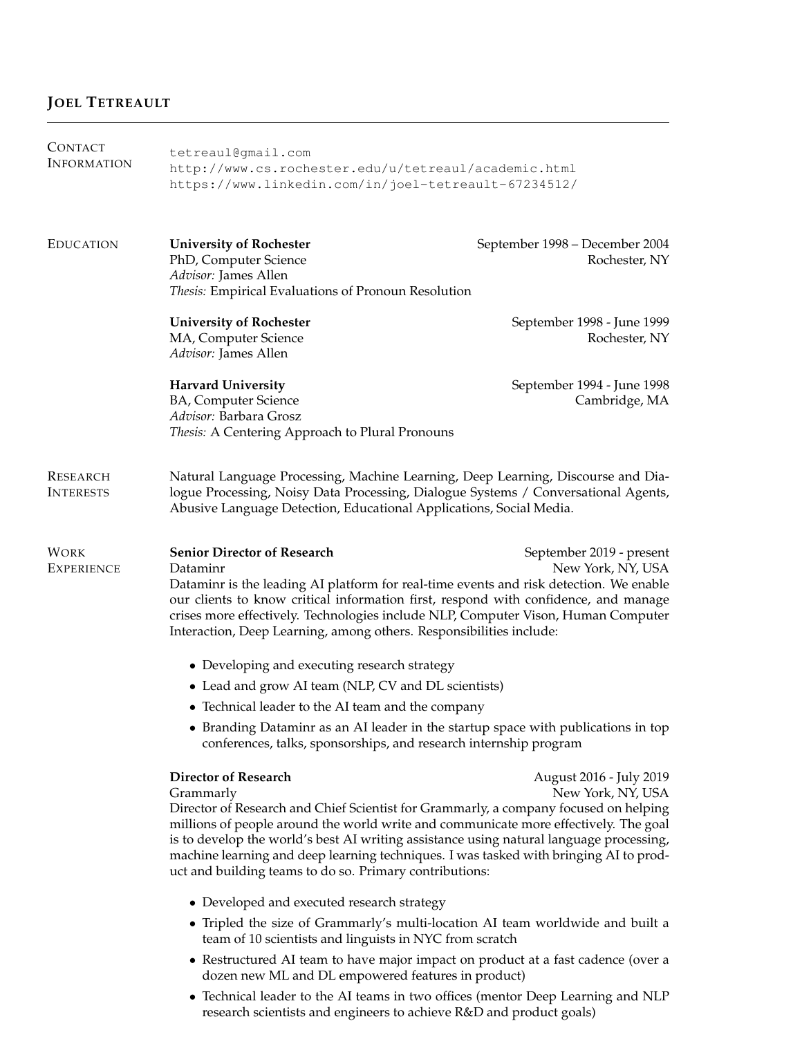# Joel Tetreault

## Contact Information

tetreaul@gmail.com
http://www.cs.rochester.edu/u/tetreaul/academic.html
https://www.linkedin.com/in/joel-tetreault-67234512/

## Education

**University of Rochester** — September 1998 – December 2004
PhD, Computer Science — Rochester, NY
*Advisor:* James Allen
*Thesis:* Empirical Evaluations of Pronoun Resolution

**University of Rochester** — September 1998 - June 1999
MA, Computer Science — Rochester, NY
*Advisor:* James Allen

**Harvard University** — September 1994 - June 1998
BA, Computer Science — Cambridge, MA
*Advisor:* Barbara Grosz
*Thesis:* A Centering Approach to Plural Pronouns

## Research Interests

Natural Language Processing, Machine Learning, Deep Learning, Discourse and Dialogue Processing, Noisy Data Processing, Dialogue Systems / Conversational Agents, Abusive Language Detection, Educational Applications, Social Media.

## Work Experience

**Senior Director of Research** — September 2019 - present
Dataminr — New York, NY, USA
Dataminr is the leading AI platform for real-time events and risk detection. We enable our clients to know critical information first, respond with confidence, and manage crises more effectively. Technologies include NLP, Computer Vison, Human Computer Interaction, Deep Learning, among others. Responsibilities include:

- Developing and executing research strategy
- Lead and grow AI team (NLP, CV and DL scientists)
- Technical leader to the AI team and the company
- Branding Dataminr as an AI leader in the startup space with publications in top conferences, talks, sponsorships, and research internship program

**Director of Research** — August 2016 - July 2019
Grammarly — New York, NY, USA
Director of Research and Chief Scientist for Grammarly, a company focused on helping millions of people around the world write and communicate more effectively. The goal is to develop the world's best AI writing assistance using natural language processing, machine learning and deep learning techniques. I was tasked with bringing AI to product and building teams to do so. Primary contributions:

- Developed and executed research strategy
- Tripled the size of Grammarly's multi-location AI team worldwide and built a team of 10 scientists and linguists in NYC from scratch
- Restructured AI team to have major impact on product at a fast cadence (over a dozen new ML and DL empowered features in product)
- Technical leader to the AI teams in two offices (mentor Deep Learning and NLP research scientists and engineers to achieve R&D and product goals)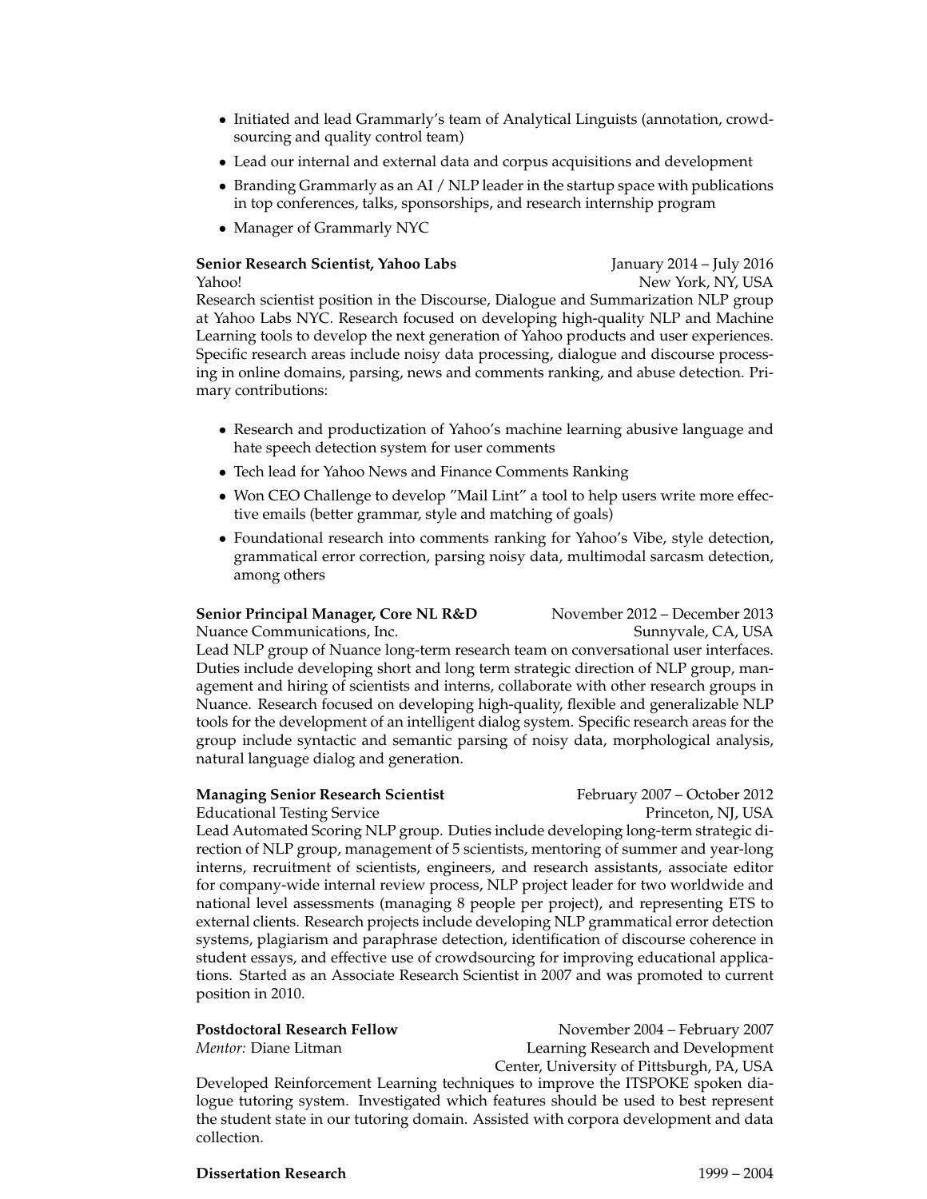- Initiated and lead Grammarly's team of Analytical Linguists (annotation, crowd-sourcing and quality control team)
- Lead our internal and external data and corpus acquisitions and development
- Branding Grammarly as an AI / NLP leader in the startup space with publications in top conferences, talks, sponsorships, and research internship program
- Manager of Grammarly NYC

**Senior Research Scientist, Yahoo Labs** — January 2014 – July 2016
Yahoo! — New York, NY, USA
Research scientist position in the Discourse, Dialogue and Summarization NLP group at Yahoo Labs NYC. Research focused on developing high-quality NLP and Machine Learning tools to develop the next generation of Yahoo products and user experiences. Specific research areas include noisy data processing, dialogue and discourse processing in online domains, parsing, news and comments ranking, and abuse detection. Primary contributions:

- Research and productization of Yahoo's machine learning abusive language and hate speech detection system for user comments
- Tech lead for Yahoo News and Finance Comments Ranking
- Won CEO Challenge to develop "Mail Lint" a tool to help users write more effective emails (better grammar, style and matching of goals)
- Foundational research into comments ranking for Yahoo's Vibe, style detection, grammatical error correction, parsing noisy data, multimodal sarcasm detection, among others

**Senior Principal Manager, Core NL R&D** — November 2012 – December 2013
Nuance Communications, Inc. — Sunnyvale, CA, USA
Lead NLP group of Nuance long-term research team on conversational user interfaces. Duties include developing short and long term strategic direction of NLP group, management and hiring of scientists and interns, collaborate with other research groups in Nuance. Research focused on developing high-quality, flexible and generalizable NLP tools for the development of an intelligent dialog system. Specific research areas for the group include syntactic and semantic parsing of noisy data, morphological analysis, natural language dialog and generation.

**Managing Senior Research Scientist** — February 2007 – October 2012
Educational Testing Service — Princeton, NJ, USA
Lead Automated Scoring NLP group. Duties include developing long-term strategic direction of NLP group, management of 5 scientists, mentoring of summer and year-long interns, recruitment of scientists, engineers, and research assistants, associate editor for company-wide internal review process, NLP project leader for two worldwide and national level assessments (managing 8 people per project), and representing ETS to external clients. Research projects include developing NLP grammatical error detection systems, plagiarism and paraphrase detection, identification of discourse coherence in student essays, and effective use of crowdsourcing for improving educational applications. Started as an Associate Research Scientist in 2007 and was promoted to current position in 2010.

**Postdoctoral Research Fellow** — November 2004 – February 2007
*Mentor:* Diane Litman — Learning Research and Development Center, University of Pittsburgh, PA, USA
Developed Reinforcement Learning techniques to improve the ITSPOKE spoken dialogue tutoring system. Investigated which features should be used to best represent the student state in our tutoring domain. Assisted with corpora development and data collection.

**Dissertation Research** — 1999 – 2004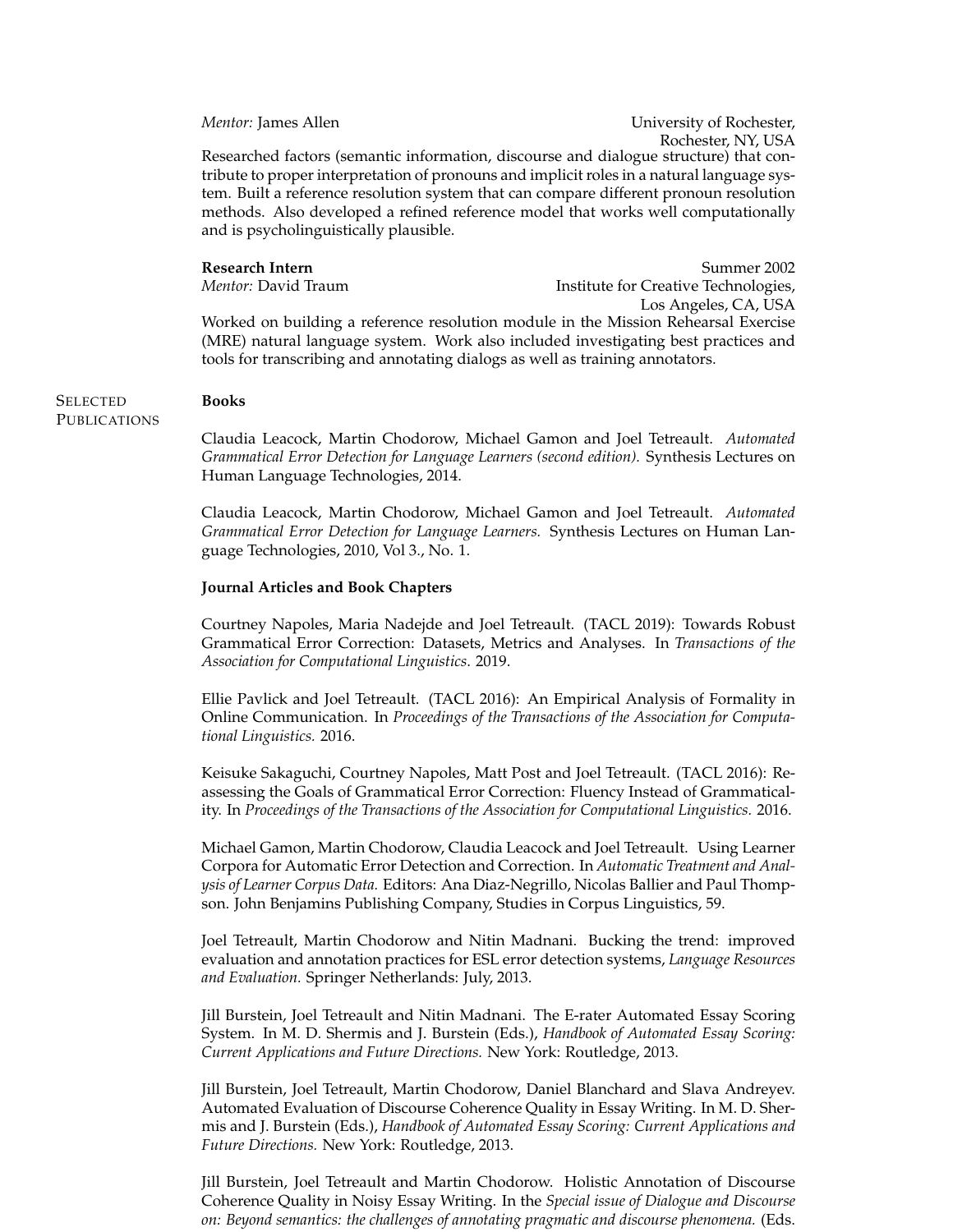*Mentor:* James Allen — University of Rochester, Rochester, NY, USA

Researched factors (semantic information, discourse and dialogue structure) that contribute to proper interpretation of pronouns and implicit roles in a natural language system. Built a reference resolution system that can compare different pronoun resolution methods. Also developed a refined reference model that works well computationally and is psycholinguistically plausible.

**Research Intern** — Summer 2002
*Mentor:* David Traum — Institute for Creative Technologies, Los Angeles, CA, USA

Worked on building a reference resolution module in the Mission Rehearsal Exercise (MRE) natural language system. Work also included investigating best practices and tools for transcribing and annotating dialogs as well as training annotators.

## Selected Publications

### Books

Claudia Leacock, Martin Chodorow, Michael Gamon and Joel Tetreault. *Automated Grammatical Error Detection for Language Learners (second edition).* Synthesis Lectures on Human Language Technologies, 2014.

Claudia Leacock, Martin Chodorow, Michael Gamon and Joel Tetreault. *Automated Grammatical Error Detection for Language Learners.* Synthesis Lectures on Human Language Technologies, 2010, Vol 3., No. 1.

### Journal Articles and Book Chapters

Courtney Napoles, Maria Nadejde and Joel Tetreault. (TACL 2019): Towards Robust Grammatical Error Correction: Datasets, Metrics and Analyses. In *Transactions of the Association for Computational Linguistics*. 2019.

Ellie Pavlick and Joel Tetreault. (TACL 2016): An Empirical Analysis of Formality in Online Communication. In *Proceedings of the Transactions of the Association for Computational Linguistics.* 2016.

Keisuke Sakaguchi, Courtney Napoles, Matt Post and Joel Tetreault. (TACL 2016): Reassessing the Goals of Grammatical Error Correction: Fluency Instead of Grammaticality. In *Proceedings of the Transactions of the Association for Computational Linguistics.* 2016.

Michael Gamon, Martin Chodorow, Claudia Leacock and Joel Tetreault. Using Learner Corpora for Automatic Error Detection and Correction. In *Automatic Treatment and Analysis of Learner Corpus Data.* Editors: Ana Diaz-Negrillo, Nicolas Ballier and Paul Thompson. John Benjamins Publishing Company, Studies in Corpus Linguistics, 59.

Joel Tetreault, Martin Chodorow and Nitin Madnani. Bucking the trend: improved evaluation and annotation practices for ESL error detection systems, *Language Resources and Evaluation.* Springer Netherlands: July, 2013.

Jill Burstein, Joel Tetreault and Nitin Madnani. The E-rater Automated Essay Scoring System. In M. D. Shermis and J. Burstein (Eds.), *Handbook of Automated Essay Scoring: Current Applications and Future Directions.* New York: Routledge, 2013.

Jill Burstein, Joel Tetreault, Martin Chodorow, Daniel Blanchard and Slava Andreyev. Automated Evaluation of Discourse Coherence Quality in Essay Writing. In M. D. Shermis and J. Burstein (Eds.), *Handbook of Automated Essay Scoring: Current Applications and Future Directions.* New York: Routledge, 2013.

Jill Burstein, Joel Tetreault and Martin Chodorow. Holistic Annotation of Discourse Coherence Quality in Noisy Essay Writing. In the *Special issue of Dialogue and Discourse on: Beyond semantics: the challenges of annotating pragmatic and discourse phenomena.* (Eds.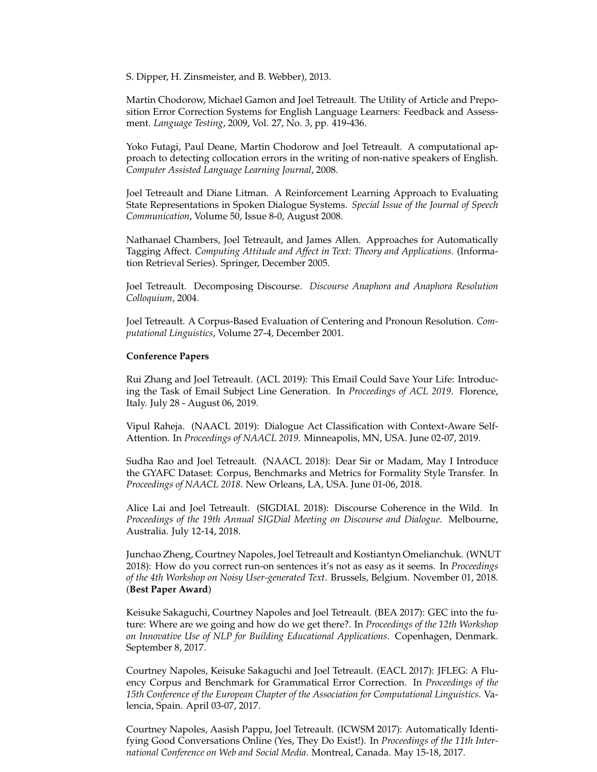S. Dipper, H. Zinsmeister, and B. Webber), 2013.

Martin Chodorow, Michael Gamon and Joel Tetreault. The Utility of Article and Preposition Error Correction Systems for English Language Learners: Feedback and Assessment. *Language Testing*, 2009, Vol. 27, No. 3, pp. 419-436.

Yoko Futagi, Paul Deane, Martin Chodorow and Joel Tetreault. A computational approach to detecting collocation errors in the writing of non-native speakers of English. *Computer Assisted Language Learning Journal*, 2008.

Joel Tetreault and Diane Litman. A Reinforcement Learning Approach to Evaluating State Representations in Spoken Dialogue Systems. *Special Issue of the Journal of Speech Communication*, Volume 50, Issue 8-0, August 2008.

Nathanael Chambers, Joel Tetreault, and James Allen. Approaches for Automatically Tagging Affect. *Computing Attitude and Affect in Text: Theory and Applications.* (Information Retrieval Series). Springer, December 2005.

Joel Tetreault. Decomposing Discourse. *Discourse Anaphora and Anaphora Resolution Colloquium*, 2004.

Joel Tetreault. A Corpus-Based Evaluation of Centering and Pronoun Resolution. *Computational Linguistics*, Volume 27-4, December 2001.

**Conference Papers**

Rui Zhang and Joel Tetreault. (ACL 2019): This Email Could Save Your Life: Introducing the Task of Email Subject Line Generation. In *Proceedings of ACL 2019*. Florence, Italy. July 28 - August 06, 2019.

Vipul Raheja. (NAACL 2019): Dialogue Act Classification with Context-Aware Self-Attention. In *Proceedings of NAACL 2019*. Minneapolis, MN, USA. June 02-07, 2019.

Sudha Rao and Joel Tetreault. (NAACL 2018): Dear Sir or Madam, May I Introduce the GYAFC Dataset: Corpus, Benchmarks and Metrics for Formality Style Transfer. In *Proceedings of NAACL 2018*. New Orleans, LA, USA. June 01-06, 2018.

Alice Lai and Joel Tetreault. (SIGDIAL 2018): Discourse Coherence in the Wild. In *Proceedings of the 19th Annual SIGDial Meeting on Discourse and Dialogue*. Melbourne, Australia. July 12-14, 2018.

Junchao Zheng, Courtney Napoles, Joel Tetreault and Kostiantyn Omelianchuk. (WNUT 2018): How do you correct run-on sentences it's not as easy as it seems. In *Proceedings of the 4th Workshop on Noisy User-generated Text*. Brussels, Belgium. November 01, 2018. (**Best Paper Award**)

Keisuke Sakaguchi, Courtney Napoles and Joel Tetreault. (BEA 2017): GEC into the future: Where are we going and how do we get there?. In *Proceedings of the 12th Workshop on Innovative Use of NLP for Building Educational Applications*. Copenhagen, Denmark. September 8, 2017.

Courtney Napoles, Keisuke Sakaguchi and Joel Tetreault. (EACL 2017): JFLEG: A Fluency Corpus and Benchmark for Grammatical Error Correction. In *Proceedings of the 15th Conference of the European Chapter of the Association for Computational Linguistics*. Valencia, Spain. April 03-07, 2017.

Courtney Napoles, Aasish Pappu, Joel Tetreault. (ICWSM 2017): Automatically Identifying Good Conversations Online (Yes, They Do Exist!). In *Proceedings of the 11th International Conference on Web and Social Media*. Montreal, Canada. May 15-18, 2017.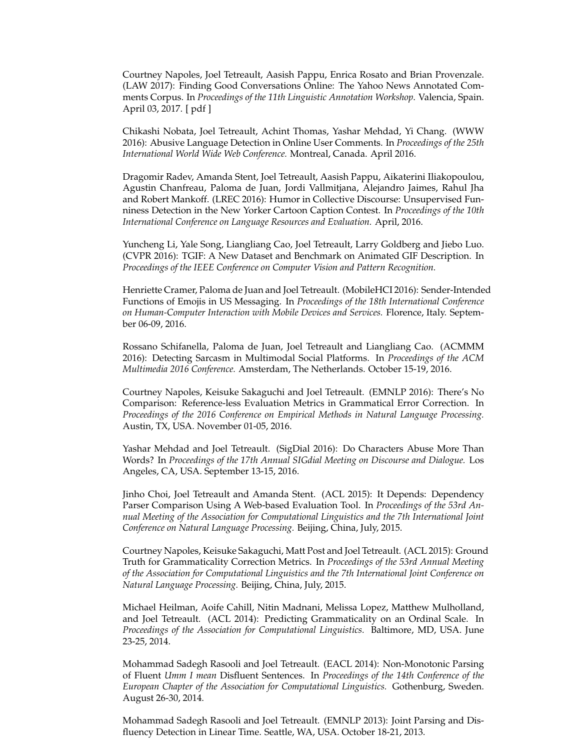Courtney Napoles, Joel Tetreault, Aasish Pappu, Enrica Rosato and Brian Provenzale. (LAW 2017): Finding Good Conversations Online: The Yahoo News Annotated Comments Corpus. In *Proceedings of the 11th Linguistic Annotation Workshop.* Valencia, Spain. April 03, 2017. [ pdf ]

Chikashi Nobata, Joel Tetreault, Achint Thomas, Yashar Mehdad, Yi Chang. (WWW 2016): Abusive Language Detection in Online User Comments. In *Proceedings of the 25th International World Wide Web Conference.* Montreal, Canada. April 2016.

Dragomir Radev, Amanda Stent, Joel Tetreault, Aasish Pappu, Aikaterini Iliakopoulou, Agustin Chanfreau, Paloma de Juan, Jordi Vallmitjana, Alejandro Jaimes, Rahul Jha and Robert Mankoff. (LREC 2016): Humor in Collective Discourse: Unsupervised Funniness Detection in the New Yorker Cartoon Caption Contest. In *Proceedings of the 10th International Conference on Language Resources and Evaluation.* April, 2016.

Yuncheng Li, Yale Song, Liangliang Cao, Joel Tetreault, Larry Goldberg and Jiebo Luo. (CVPR 2016): TGIF: A New Dataset and Benchmark on Animated GIF Description. In *Proceedings of the IEEE Conference on Computer Vision and Pattern Recognition.*

Henriette Cramer, Paloma de Juan and Joel Tetreault. (MobileHCI 2016): Sender-Intended Functions of Emojis in US Messaging. In *Proceedings of the 18th International Conference on Human-Computer Interaction with Mobile Devices and Services.* Florence, Italy. September 06-09, 2016.

Rossano Schifanella, Paloma de Juan, Joel Tetreault and Liangliang Cao. (ACMMM 2016): Detecting Sarcasm in Multimodal Social Platforms. In *Proceedings of the ACM Multimedia 2016 Conference.* Amsterdam, The Netherlands. October 15-19, 2016.

Courtney Napoles, Keisuke Sakaguchi and Joel Tetreault. (EMNLP 2016): There's No Comparison: Reference-less Evaluation Metrics in Grammatical Error Correction. In *Proceedings of the 2016 Conference on Empirical Methods in Natural Language Processing.* Austin, TX, USA. November 01-05, 2016.

Yashar Mehdad and Joel Tetreault. (SigDial 2016): Do Characters Abuse More Than Words? In *Proceedings of the 17th Annual SIGdial Meeting on Discourse and Dialogue.* Los Angeles, CA, USA. September 13-15, 2016.

Jinho Choi, Joel Tetreault and Amanda Stent. (ACL 2015): It Depends: Dependency Parser Comparison Using A Web-based Evaluation Tool. In *Proceedings of the 53rd Annual Meeting of the Association for Computational Linguistics and the 7th International Joint Conference on Natural Language Processing.* Beijing, China, July, 2015.

Courtney Napoles, Keisuke Sakaguchi, Matt Post and Joel Tetreault. (ACL 2015): Ground Truth for Grammaticality Correction Metrics. In *Proceedings of the 53rd Annual Meeting of the Association for Computational Linguistics and the 7th International Joint Conference on Natural Language Processing.* Beijing, China, July, 2015.

Michael Heilman, Aoife Cahill, Nitin Madnani, Melissa Lopez, Matthew Mulholland, and Joel Tetreault. (ACL 2014): Predicting Grammaticality on an Ordinal Scale. In *Proceedings of the Association for Computational Linguistics.* Baltimore, MD, USA. June 23-25, 2014.

Mohammad Sadegh Rasooli and Joel Tetreault. (EACL 2014): Non-Monotonic Parsing of Fluent *Umm I mean* Disfluent Sentences. In *Proceedings of the 14th Conference of the European Chapter of the Association for Computational Linguistics.* Gothenburg, Sweden. August 26-30, 2014.

Mohammad Sadegh Rasooli and Joel Tetreault. (EMNLP 2013): Joint Parsing and Disfluency Detection in Linear Time. Seattle, WA, USA. October 18-21, 2013.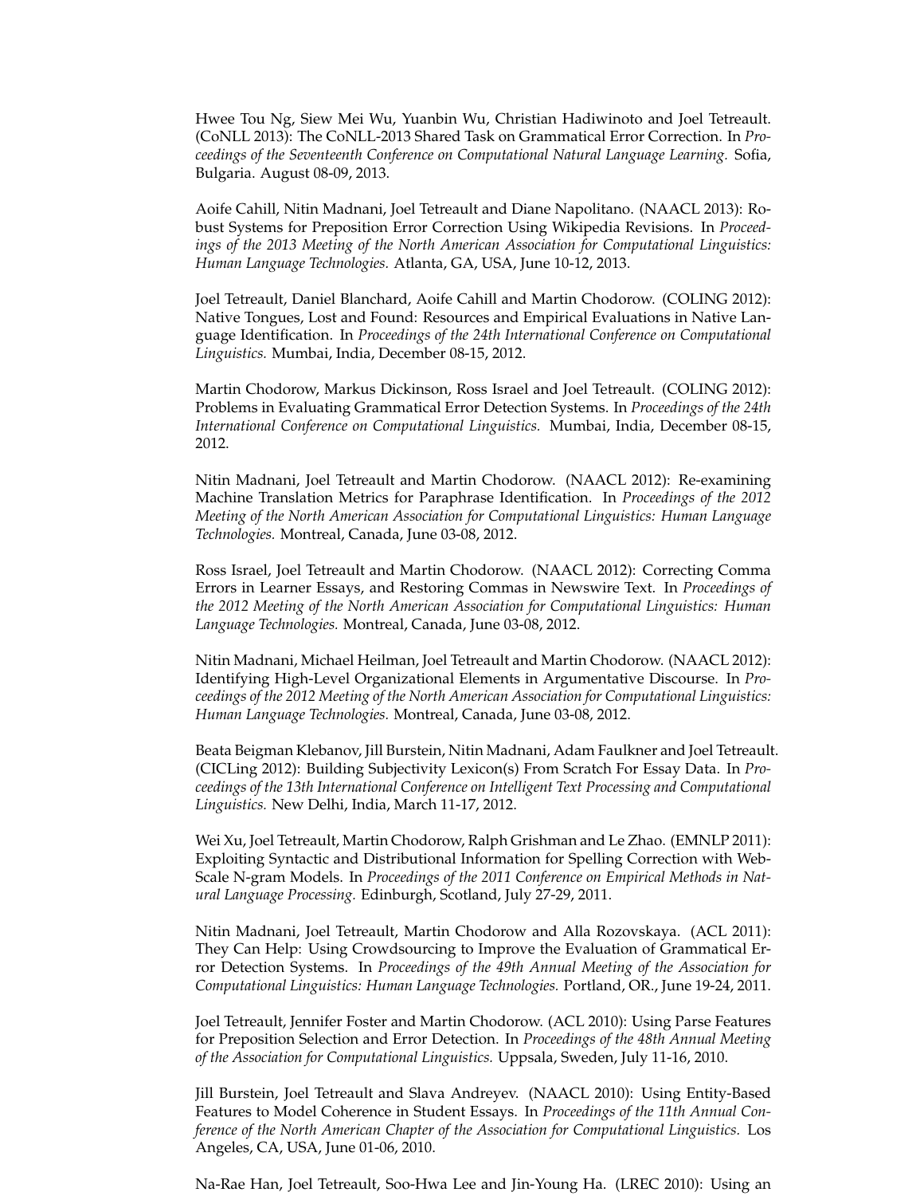Hwee Tou Ng, Siew Mei Wu, Yuanbin Wu, Christian Hadiwinoto and Joel Tetreault. (CoNLL 2013): The CoNLL-2013 Shared Task on Grammatical Error Correction. In *Proceedings of the Seventeenth Conference on Computational Natural Language Learning.* Sofia, Bulgaria. August 08-09, 2013.

Aoife Cahill, Nitin Madnani, Joel Tetreault and Diane Napolitano. (NAACL 2013): Robust Systems for Preposition Error Correction Using Wikipedia Revisions. In *Proceedings of the 2013 Meeting of the North American Association for Computational Linguistics: Human Language Technologies.* Atlanta, GA, USA, June 10-12, 2013.

Joel Tetreault, Daniel Blanchard, Aoife Cahill and Martin Chodorow. (COLING 2012): Native Tongues, Lost and Found: Resources and Empirical Evaluations in Native Language Identification. In *Proceedings of the 24th International Conference on Computational Linguistics.* Mumbai, India, December 08-15, 2012.

Martin Chodorow, Markus Dickinson, Ross Israel and Joel Tetreault. (COLING 2012): Problems in Evaluating Grammatical Error Detection Systems. In *Proceedings of the 24th International Conference on Computational Linguistics.* Mumbai, India, December 08-15, 2012.

Nitin Madnani, Joel Tetreault and Martin Chodorow. (NAACL 2012): Re-examining Machine Translation Metrics for Paraphrase Identification. In *Proceedings of the 2012 Meeting of the North American Association for Computational Linguistics: Human Language Technologies.* Montreal, Canada, June 03-08, 2012.

Ross Israel, Joel Tetreault and Martin Chodorow. (NAACL 2012): Correcting Comma Errors in Learner Essays, and Restoring Commas in Newswire Text. In *Proceedings of the 2012 Meeting of the North American Association for Computational Linguistics: Human Language Technologies.* Montreal, Canada, June 03-08, 2012.

Nitin Madnani, Michael Heilman, Joel Tetreault and Martin Chodorow. (NAACL 2012): Identifying High-Level Organizational Elements in Argumentative Discourse. In *Proceedings of the 2012 Meeting of the North American Association for Computational Linguistics: Human Language Technologies.* Montreal, Canada, June 03-08, 2012.

Beata Beigman Klebanov, Jill Burstein, Nitin Madnani, Adam Faulkner and Joel Tetreault. (CICLing 2012): Building Subjectivity Lexicon(s) From Scratch For Essay Data. In *Proceedings of the 13th International Conference on Intelligent Text Processing and Computational Linguistics.* New Delhi, India, March 11-17, 2012.

Wei Xu, Joel Tetreault, Martin Chodorow, Ralph Grishman and Le Zhao. (EMNLP 2011): Exploiting Syntactic and Distributional Information for Spelling Correction with Web-Scale N-gram Models. In *Proceedings of the 2011 Conference on Empirical Methods in Natural Language Processing.* Edinburgh, Scotland, July 27-29, 2011.

Nitin Madnani, Joel Tetreault, Martin Chodorow and Alla Rozovskaya. (ACL 2011): They Can Help: Using Crowdsourcing to Improve the Evaluation of Grammatical Error Detection Systems. In *Proceedings of the 49th Annual Meeting of the Association for Computational Linguistics: Human Language Technologies.* Portland, OR., June 19-24, 2011.

Joel Tetreault, Jennifer Foster and Martin Chodorow. (ACL 2010): Using Parse Features for Preposition Selection and Error Detection. In *Proceedings of the 48th Annual Meeting of the Association for Computational Linguistics.* Uppsala, Sweden, July 11-16, 2010.

Jill Burstein, Joel Tetreault and Slava Andreyev. (NAACL 2010): Using Entity-Based Features to Model Coherence in Student Essays. In *Proceedings of the 11th Annual Conference of the North American Chapter of the Association for Computational Linguistics.* Los Angeles, CA, USA, June 01-06, 2010.

Na-Rae Han, Joel Tetreault, Soo-Hwa Lee and Jin-Young Ha. (LREC 2010): Using an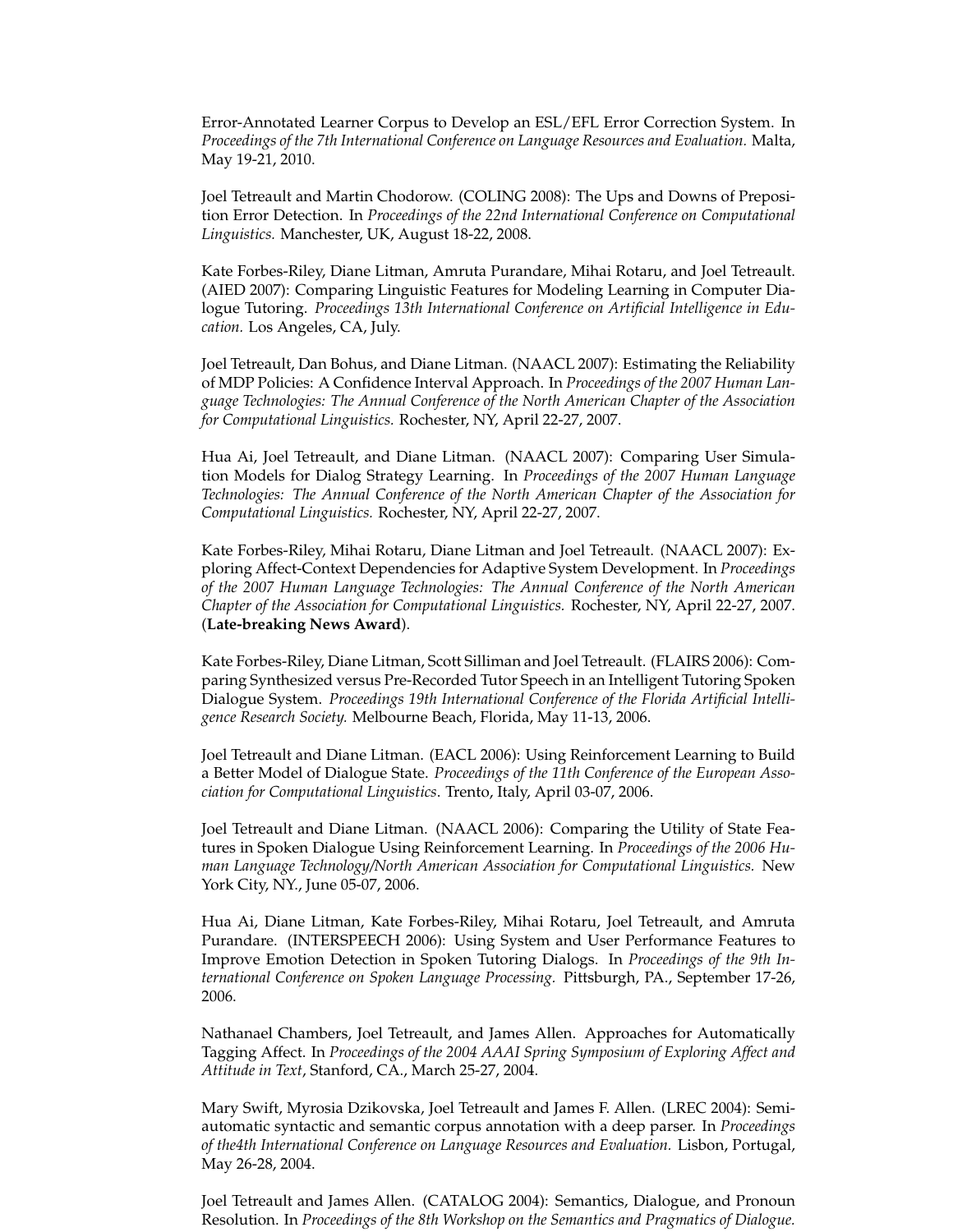Error-Annotated Learner Corpus to Develop an ESL/EFL Error Correction System. In *Proceedings of the 7th International Conference on Language Resources and Evaluation.* Malta, May 19-21, 2010.

Joel Tetreault and Martin Chodorow. (COLING 2008): The Ups and Downs of Preposition Error Detection. In *Proceedings of the 22nd International Conference on Computational Linguistics.* Manchester, UK, August 18-22, 2008.

Kate Forbes-Riley, Diane Litman, Amruta Purandare, Mihai Rotaru, and Joel Tetreault. (AIED 2007): Comparing Linguistic Features for Modeling Learning in Computer Dialogue Tutoring. *Proceedings 13th International Conference on Artificial Intelligence in Education.* Los Angeles, CA, July.

Joel Tetreault, Dan Bohus, and Diane Litman. (NAACL 2007): Estimating the Reliability of MDP Policies: A Confidence Interval Approach. In *Proceedings of the 2007 Human Language Technologies: The Annual Conference of the North American Chapter of the Association for Computational Linguistics.* Rochester, NY, April 22-27, 2007.

Hua Ai, Joel Tetreault, and Diane Litman. (NAACL 2007): Comparing User Simulation Models for Dialog Strategy Learning. In *Proceedings of the 2007 Human Language Technologies: The Annual Conference of the North American Chapter of the Association for Computational Linguistics.* Rochester, NY, April 22-27, 2007.

Kate Forbes-Riley, Mihai Rotaru, Diane Litman and Joel Tetreault. (NAACL 2007): Exploring Affect-Context Dependencies for Adaptive System Development. In *Proceedings of the 2007 Human Language Technologies: The Annual Conference of the North American Chapter of the Association for Computational Linguistics.* Rochester, NY, April 22-27, 2007. (**Late-breaking News Award**).

Kate Forbes-Riley, Diane Litman, Scott Silliman and Joel Tetreault. (FLAIRS 2006): Comparing Synthesized versus Pre-Recorded Tutor Speech in an Intelligent Tutoring Spoken Dialogue System. *Proceedings 19th International Conference of the Florida Artificial Intelligence Research Society.* Melbourne Beach, Florida, May 11-13, 2006.

Joel Tetreault and Diane Litman. (EACL 2006): Using Reinforcement Learning to Build a Better Model of Dialogue State. *Proceedings of the 11th Conference of the European Association for Computational Linguistics*. Trento, Italy, April 03-07, 2006.

Joel Tetreault and Diane Litman. (NAACL 2006): Comparing the Utility of State Features in Spoken Dialogue Using Reinforcement Learning. In *Proceedings of the 2006 Human Language Technology/North American Association for Computational Linguistics.* New York City, NY., June 05-07, 2006.

Hua Ai, Diane Litman, Kate Forbes-Riley, Mihai Rotaru, Joel Tetreault, and Amruta Purandare. (INTERSPEECH 2006): Using System and User Performance Features to Improve Emotion Detection in Spoken Tutoring Dialogs. In *Proceedings of the 9th International Conference on Spoken Language Processing.* Pittsburgh, PA., September 17-26, 2006.

Nathanael Chambers, Joel Tetreault, and James Allen. Approaches for Automatically Tagging Affect. In *Proceedings of the 2004 AAAI Spring Symposium of Exploring Affect and Attitude in Text*, Stanford, CA., March 25-27, 2004.

Mary Swift, Myrosia Dzikovska, Joel Tetreault and James F. Allen. (LREC 2004): Semi-automatic syntactic and semantic corpus annotation with a deep parser. In *Proceedings of the4th International Conference on Language Resources and Evaluation.* Lisbon, Portugal, May 26-28, 2004.

Joel Tetreault and James Allen. (CATALOG 2004): Semantics, Dialogue, and Pronoun Resolution. In *Proceedings of the 8th Workshop on the Semantics and Pragmatics of Dialogue.*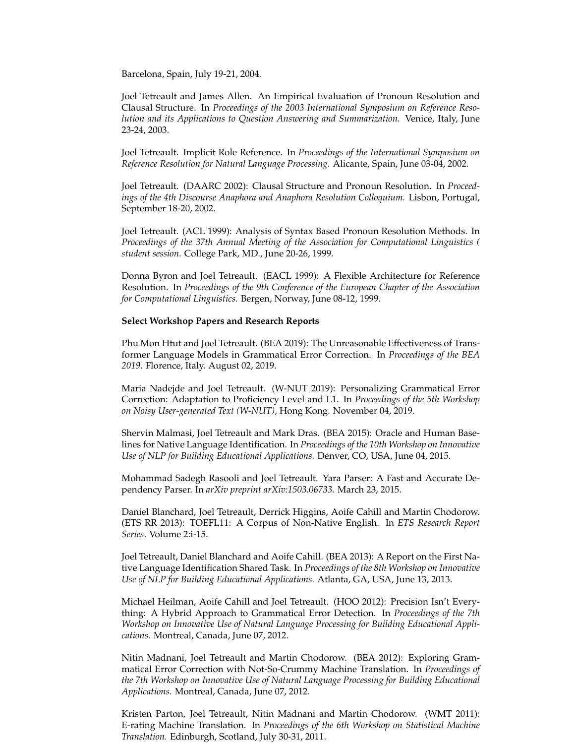Barcelona, Spain, July 19-21, 2004.

Joel Tetreault and James Allen. An Empirical Evaluation of Pronoun Resolution and Clausal Structure. In *Proceedings of the 2003 International Symposium on Reference Resolution and its Applications to Question Answering and Summarization.* Venice, Italy, June 23-24, 2003.

Joel Tetreault. Implicit Role Reference. In *Proceedings of the International Symposium on Reference Resolution for Natural Language Processing.* Alicante, Spain, June 03-04, 2002.

Joel Tetreault. (DAARC 2002): Clausal Structure and Pronoun Resolution. In *Proceedings of the 4th Discourse Anaphora and Anaphora Resolution Colloquium.* Lisbon, Portugal, September 18-20, 2002.

Joel Tetreault. (ACL 1999): Analysis of Syntax Based Pronoun Resolution Methods. In *Proceedings of the 37th Annual Meeting of the Association for Computational Linguistics ( student session.* College Park, MD., June 20-26, 1999.

Donna Byron and Joel Tetreault. (EACL 1999): A Flexible Architecture for Reference Resolution. In *Proceedings of the 9th Conference of the European Chapter of the Association for Computational Linguistics.* Bergen, Norway, June 08-12, 1999.

**Select Workshop Papers and Research Reports**

Phu Mon Htut and Joel Tetreault. (BEA 2019): The Unreasonable Effectiveness of Transformer Language Models in Grammatical Error Correction. In *Proceedings of the BEA 2019*. Florence, Italy. August 02, 2019.

Maria Nadejde and Joel Tetreault. (W-NUT 2019): Personalizing Grammatical Error Correction: Adaptation to Proficiency Level and L1. In *Proceedings of the 5th Workshop on Noisy User-generated Text (W-NUT)*, Hong Kong. November 04, 2019.

Shervin Malmasi, Joel Tetreault and Mark Dras. (BEA 2015): Oracle and Human Baselines for Native Language Identification. In *Proceedings of the 10th Workshop on Innovative Use of NLP for Building Educational Applications.* Denver, CO, USA, June 04, 2015.

Mohammad Sadegh Rasooli and Joel Tetreault. Yara Parser: A Fast and Accurate Dependency Parser. In *arXiv preprint arXiv:1503.06733.* March 23, 2015.

Daniel Blanchard, Joel Tetreault, Derrick Higgins, Aoife Cahill and Martin Chodorow. (ETS RR 2013): TOEFL11: A Corpus of Non-Native English. In *ETS Research Report Series*. Volume 2:i-15.

Joel Tetreault, Daniel Blanchard and Aoife Cahill. (BEA 2013): A Report on the First Native Language Identification Shared Task. In *Proceedings of the 8th Workshop on Innovative Use of NLP for Building Educational Applications.* Atlanta, GA, USA, June 13, 2013.

Michael Heilman, Aoife Cahill and Joel Tetreault. (HOO 2012): Precision Isn't Everything: A Hybrid Approach to Grammatical Error Detection. In *Proceedings of the 7th Workshop on Innovative Use of Natural Language Processing for Building Educational Applications.* Montreal, Canada, June 07, 2012.

Nitin Madnani, Joel Tetreault and Martin Chodorow. (BEA 2012): Exploring Grammatical Error Correction with Not-So-Crummy Machine Translation. In *Proceedings of the 7th Workshop on Innovative Use of Natural Language Processing for Building Educational Applications.* Montreal, Canada, June 07, 2012.

Kristen Parton, Joel Tetreault, Nitin Madnani and Martin Chodorow. (WMT 2011): E-rating Machine Translation. In *Proceedings of the 6th Workshop on Statistical Machine Translation.* Edinburgh, Scotland, July 30-31, 2011.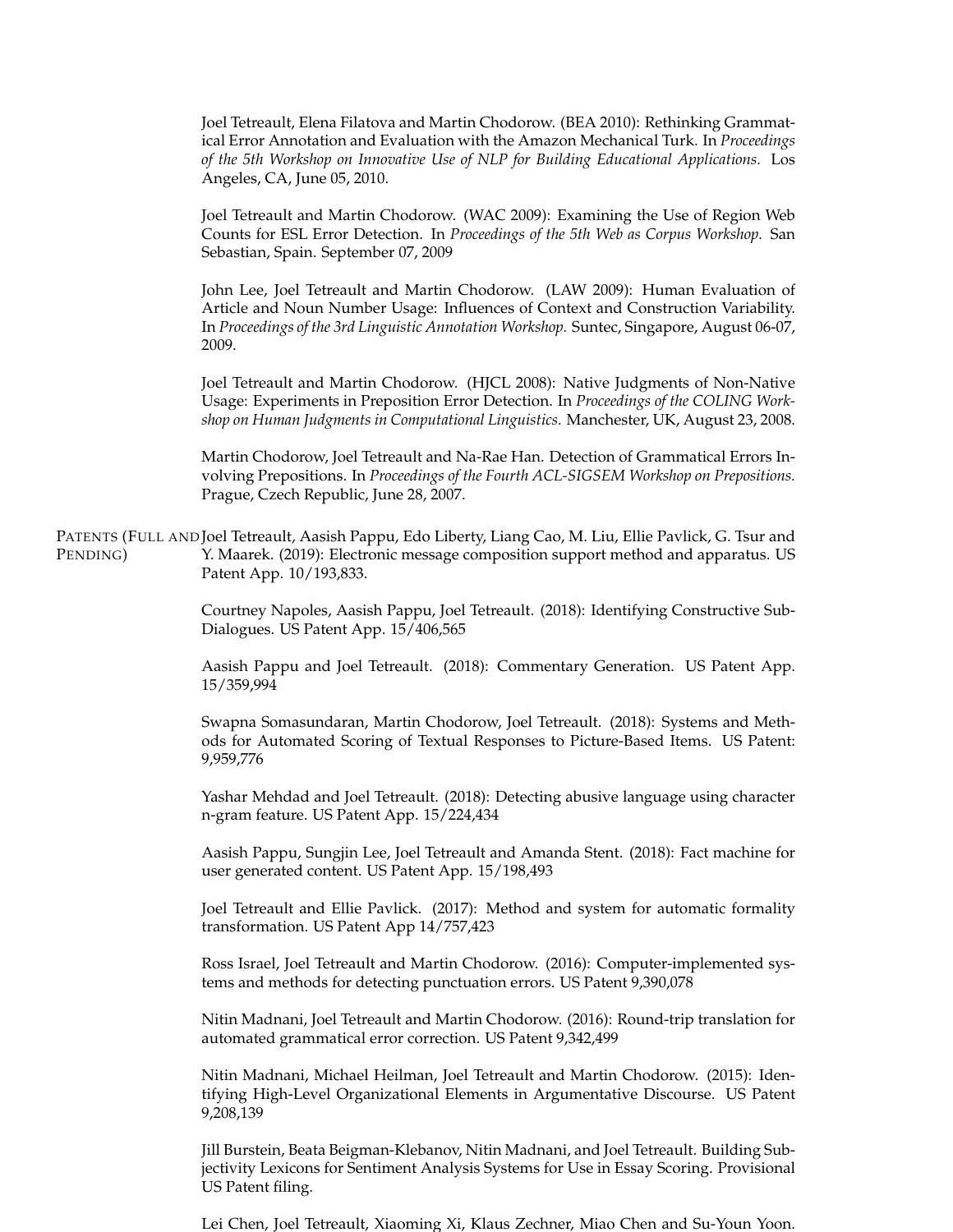Joel Tetreault, Elena Filatova and Martin Chodorow. (BEA 2010): Rethinking Grammatical Error Annotation and Evaluation with the Amazon Mechanical Turk. In *Proceedings of the 5th Workshop on Innovative Use of NLP for Building Educational Applications.* Los Angeles, CA, June 05, 2010.

Joel Tetreault and Martin Chodorow. (WAC 2009): Examining the Use of Region Web Counts for ESL Error Detection. In *Proceedings of the 5th Web as Corpus Workshop.* San Sebastian, Spain. September 07, 2009

John Lee, Joel Tetreault and Martin Chodorow. (LAW 2009): Human Evaluation of Article and Noun Number Usage: Influences of Context and Construction Variability. In *Proceedings of the 3rd Linguistic Annotation Workshop.* Suntec, Singapore, August 06-07, 2009.

Joel Tetreault and Martin Chodorow. (HJCL 2008): Native Judgments of Non-Native Usage: Experiments in Preposition Error Detection. In *Proceedings of the COLING Workshop on Human Judgments in Computational Linguistics.* Manchester, UK, August 23, 2008.

Martin Chodorow, Joel Tetreault and Na-Rae Han. Detection of Grammatical Errors Involving Prepositions. In *Proceedings of the Fourth ACL-SIGSEM Workshop on Prepositions.* Prague, Czech Republic, June 28, 2007.

## Patents (Full and Pending)

Joel Tetreault, Aasish Pappu, Edo Liberty, Liang Cao, M. Liu, Ellie Pavlick, G. Tsur and Y. Maarek. (2019): Electronic message composition support method and apparatus. US Patent App. 10/193,833.

Courtney Napoles, Aasish Pappu, Joel Tetreault. (2018): Identifying Constructive Sub-Dialogues. US Patent App. 15/406,565

Aasish Pappu and Joel Tetreault. (2018): Commentary Generation. US Patent App. 15/359,994

Swapna Somasundaran, Martin Chodorow, Joel Tetreault. (2018): Systems and Methods for Automated Scoring of Textual Responses to Picture-Based Items. US Patent: 9,959,776

Yashar Mehdad and Joel Tetreault. (2018): Detecting abusive language using character n-gram feature. US Patent App. 15/224,434

Aasish Pappu, Sungjin Lee, Joel Tetreault and Amanda Stent. (2018): Fact machine for user generated content. US Patent App. 15/198,493

Joel Tetreault and Ellie Pavlick. (2017): Method and system for automatic formality transformation. US Patent App 14/757,423

Ross Israel, Joel Tetreault and Martin Chodorow. (2016): Computer-implemented systems and methods for detecting punctuation errors. US Patent 9,390,078

Nitin Madnani, Joel Tetreault and Martin Chodorow. (2016): Round-trip translation for automated grammatical error correction. US Patent 9,342,499

Nitin Madnani, Michael Heilman, Joel Tetreault and Martin Chodorow. (2015): Identifying High-Level Organizational Elements in Argumentative Discourse. US Patent 9,208,139

Jill Burstein, Beata Beigman-Klebanov, Nitin Madnani, and Joel Tetreault. Building Subjectivity Lexicons for Sentiment Analysis Systems for Use in Essay Scoring. Provisional US Patent filing.

Lei Chen, Joel Tetreault, Xiaoming Xi, Klaus Zechner, Miao Chen and Su-Youn Yoon.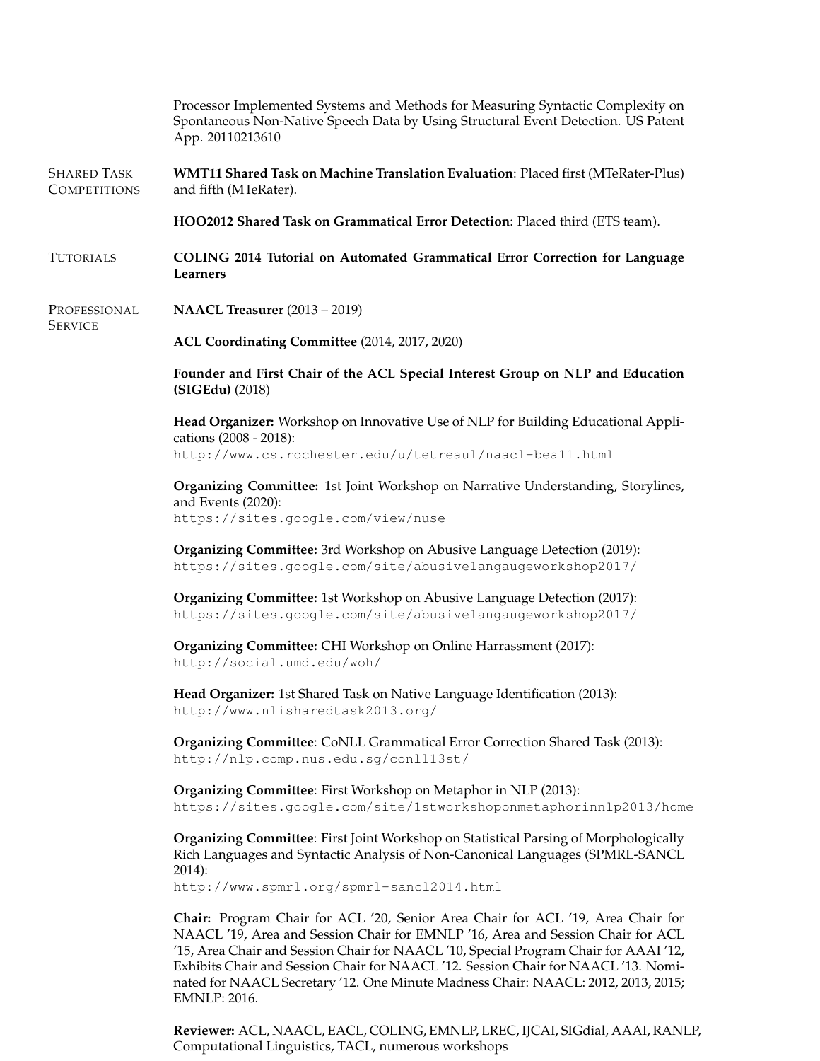Processor Implemented Systems and Methods for Measuring Syntactic Complexity on Spontaneous Non-Native Speech Data by Using Structural Event Detection. US Patent App. 20110213610

## Shared Task Competitions

**WMT11 Shared Task on Machine Translation Evaluation**: Placed first (MTeRater-Plus) and fifth (MTeRater).

**HOO2012 Shared Task on Grammatical Error Detection**: Placed third (ETS team).

## Tutorials

**COLING 2014 Tutorial on Automated Grammatical Error Correction for Language Learners**

## Professional Service

**NAACL Treasurer** (2013 – 2019)

**ACL Coordinating Committee** (2014, 2017, 2020)

**Founder and First Chair of the ACL Special Interest Group on NLP and Education (SIGEdu)** (2018)

**Head Organizer:** Workshop on Innovative Use of NLP for Building Educational Applications (2008 - 2018):
http://www.cs.rochester.edu/u/tetreaul/naacl-bea11.html

**Organizing Committee:** 1st Joint Workshop on Narrative Understanding, Storylines, and Events (2020):
https://sites.google.com/view/nuse

**Organizing Committee:** 3rd Workshop on Abusive Language Detection (2019):
https://sites.google.com/site/abusivelangaugeworkshop2017/

**Organizing Committee:** 1st Workshop on Abusive Language Detection (2017):
https://sites.google.com/site/abusivelangaugeworkshop2017/

**Organizing Committee:** CHI Workshop on Online Harrassment (2017):
http://social.umd.edu/woh/

**Head Organizer:** 1st Shared Task on Native Language Identification (2013):
http://www.nlisharedtask2013.org/

**Organizing Committee**: CoNLL Grammatical Error Correction Shared Task (2013):
http://nlp.comp.nus.edu.sg/conll13st/

**Organizing Committee**: First Workshop on Metaphor in NLP (2013):
https://sites.google.com/site/1stworkshoponmetaphorinnlp2013/home

**Organizing Committee**: First Joint Workshop on Statistical Parsing of Morphologically Rich Languages and Syntactic Analysis of Non-Canonical Languages (SPMRL-SANCL 2014):
http://www.spmrl.org/spmrl-sancl2014.html

**Chair:** Program Chair for ACL '20, Senior Area Chair for ACL '19, Area Chair for NAACL '19, Area and Session Chair for EMNLP '16, Area and Session Chair for ACL '15, Area Chair and Session Chair for NAACL '10, Special Program Chair for AAAI '12, Exhibits Chair and Session Chair for NAACL '12. Session Chair for NAACL '13. Nominated for NAACL Secretary '12. One Minute Madness Chair: NAACL: 2012, 2013, 2015; EMNLP: 2016.

**Reviewer:** ACL, NAACL, EACL, COLING, EMNLP, LREC, IJCAI, SIGdial, AAAI, RANLP, Computational Linguistics, TACL, numerous workshops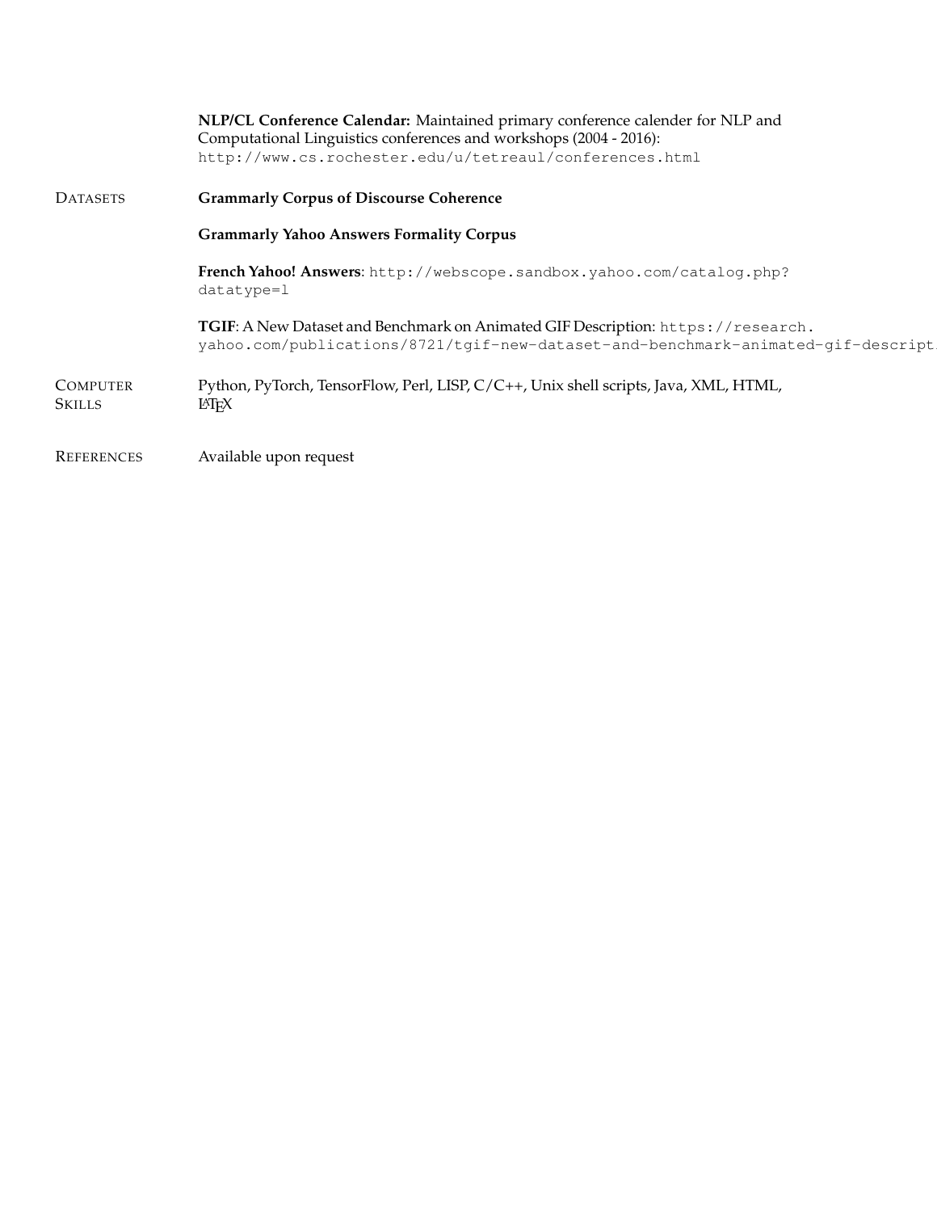**NLP/CL Conference Calendar:** Maintained primary conference calender for NLP and Computational Linguistics conferences and workshops (2004 - 2016): http://www.cs.rochester.edu/u/tetreaul/conferences.html

## Datasets

**Grammarly Corpus of Discourse Coherence**

**Grammarly Yahoo Answers Formality Corpus**

**French Yahoo! Answers**: http://webscope.sandbox.yahoo.com/catalog.php?datatype=l

**TGIF**: A New Dataset and Benchmark on Animated GIF Description: https://research.yahoo.com/publications/8721/tgif-new-dataset-and-benchmark-animated-gif-descript

## Computer Skills

Python, PyTorch, TensorFlow, Perl, LISP, C/C++, Unix shell scripts, Java, XML, HTML, LaTeX

## References

Available upon request